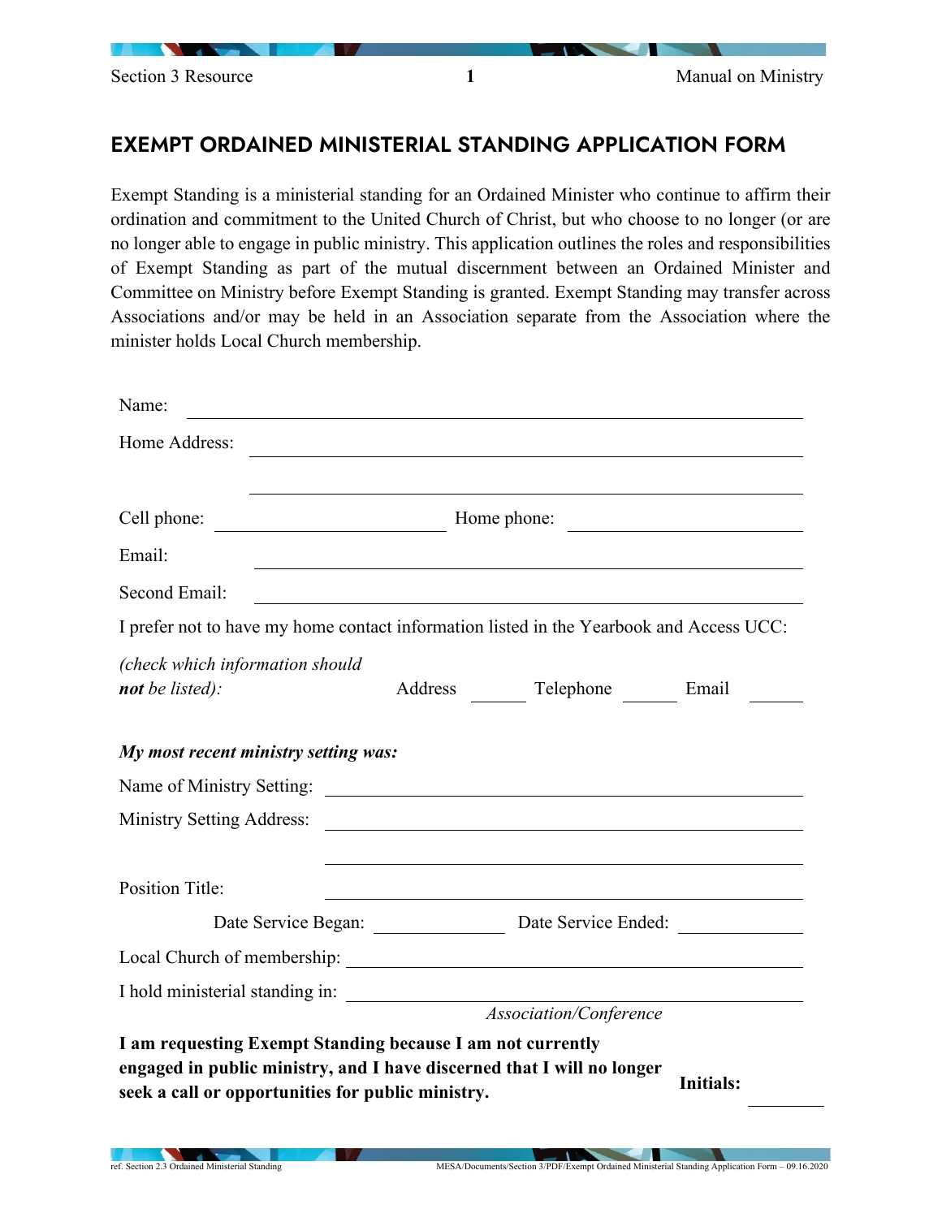## EXEMPT ORDAINED MINISTERIAL STANDING APPLICATION FORM

Exempt Standing is a ministerial standing for an Ordained Minister who continue to affirm their ordination and commitment to the United Church of Christ, but who choose to no longer (or are no longer able to engage in public ministry. This application outlines the roles and responsibilities of Exempt Standing as part of the mutual discernment between an Ordained Minister and Committee on Ministry before Exempt Standing is granted. Exempt Standing may transfer across Associations and/or may be held in an Association separate from the Association where the minister holds Local Church membership.

Name: \_\_\_\_\_\_\_\_\_\_\_\_\_\_\_\_\_\_\_\_\_\_\_\_\_\_\_\_\_\_\_\_\_\_\_\_\_\_\_\_\_\_\_\_\_\_\_\_

Home Address: \_\_\_\_\_\_\_\_\_\_\_\_\_\_\_\_\_\_\_\_\_\_\_\_\_\_\_\_\_\_\_\_\_\_\_\_\_\_\_\_\_\_\_\_

\_\_\_\_\_\_\_\_\_\_\_\_\_\_\_\_\_\_\_\_\_\_\_\_\_\_\_\_\_\_\_\_\_\_\_\_\_\_\_\_\_\_\_\_

Cell phone: \_\_\_\_\_\_\_\_\_\_\_\_\_\_\_\_\_\_\_\_ Home phone: \_\_\_\_\_\_\_\_\_\_\_\_\_\_\_\_\_\_\_\_

Email: \_\_\_\_\_\_\_\_\_\_\_\_\_\_\_\_\_\_\_\_\_\_\_\_\_\_\_\_\_\_\_\_\_\_\_\_\_\_\_\_\_\_\_\_

Second Email: \_\_\_\_\_\_\_\_\_\_\_\_\_\_\_\_\_\_\_\_\_\_\_\_\_\_\_\_\_\_\_\_\_\_\_\_\_\_\_\_\_\_\_\_

I prefer not to have my home contact information listed in the Yearbook and Access UCC:

*(check which information should* ***not*** *be listed):* Address \_\_\_\_\_ Telephone \_\_\_\_\_ Email \_\_\_\_\_

***My most recent ministry setting was:***

Name of Ministry Setting: \_\_\_\_\_\_\_\_\_\_\_\_\_\_\_\_\_\_\_\_\_\_\_\_\_\_\_\_\_\_\_\_\_\_\_\_\_\_\_\_

Ministry Setting Address: \_\_\_\_\_\_\_\_\_\_\_\_\_\_\_\_\_\_\_\_\_\_\_\_\_\_\_\_\_\_\_\_\_\_\_\_\_\_\_\_

\_\_\_\_\_\_\_\_\_\_\_\_\_\_\_\_\_\_\_\_\_\_\_\_\_\_\_\_\_\_\_\_\_\_\_\_\_\_\_\_

Position Title: \_\_\_\_\_\_\_\_\_\_\_\_\_\_\_\_\_\_\_\_\_\_\_\_\_\_\_\_\_\_\_\_\_\_\_\_\_\_\_\_

Date Service Began: \_\_\_\_\_\_\_\_\_\_\_\_\_\_ Date Service Ended: \_\_\_\_\_\_\_\_\_\_\_\_\_\_

Local Church of membership: \_\_\_\_\_\_\_\_\_\_\_\_\_\_\_\_\_\_\_\_\_\_\_\_\_\_\_\_\_\_\_\_\_\_\_\_\_\_\_\_

I hold ministerial standing in: \_\_\_\_\_\_\_\_\_\_\_\_\_\_\_\_\_\_\_\_\_\_\_\_\_\_\_\_\_\_\_\_\_\_\_\_\_\_\_\_
*Association/Conference*

**I am requesting Exempt Standing because I am not currently engaged in public ministry, and I have discerned that I will no longer seek a call or opportunities for public ministry.** **Initials:** \_\_\_\_\_\_\_\_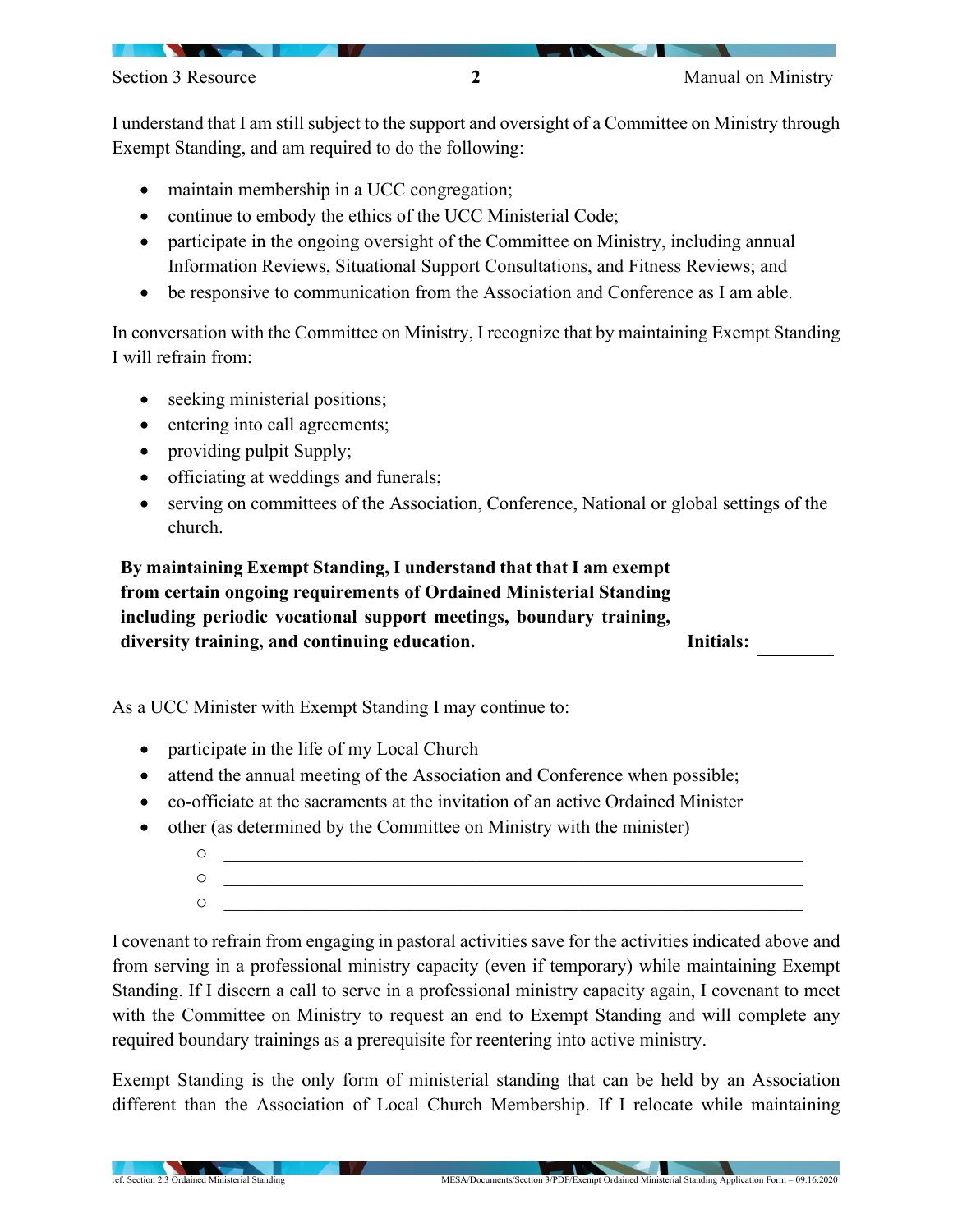I understand that I am still subject to the support and oversight of a Committee on Ministry through Exempt Standing, and am required to do the following:

- maintain membership in a UCC congregation;
- continue to embody the ethics of the UCC Ministerial Code;
- participate in the ongoing oversight of the Committee on Ministry, including annual Information Reviews, Situational Support Consultations, and Fitness Reviews; and
- be responsive to communication from the Association and Conference as I am able.

In conversation with the Committee on Ministry, I recognize that by maintaining Exempt Standing I will refrain from:

- seeking ministerial positions;
- entering into call agreements;
- providing pulpit Supply;
- officiating at weddings and funerals;
- serving on committees of the Association, Conference, National or global settings of the church.

**By maintaining Exempt Standing, I understand that that I am exempt from certain ongoing requirements of Ordained Ministerial Standing including periodic vocational support meetings, boundary training, diversity training, and continuing education.** **Initials:** ________

As a UCC Minister with Exempt Standing I may continue to:

- participate in the life of my Local Church
- attend the annual meeting of the Association and Conference when possible;
- co-officiate at the sacraments at the invitation of an active Ordained Minister
- other (as determined by the Committee on Ministry with the minister)
  - ______________________________________________________________
  - ______________________________________________________________
  - ______________________________________________________________

I covenant to refrain from engaging in pastoral activities save for the activities indicated above and from serving in a professional ministry capacity (even if temporary) while maintaining Exempt Standing. If I discern a call to serve in a professional ministry capacity again, I covenant to meet with the Committee on Ministry to request an end to Exempt Standing and will complete any required boundary trainings as a prerequisite for reentering into active ministry.

Exempt Standing is the only form of ministerial standing that can be held by an Association different than the Association of Local Church Membership. If I relocate while maintaining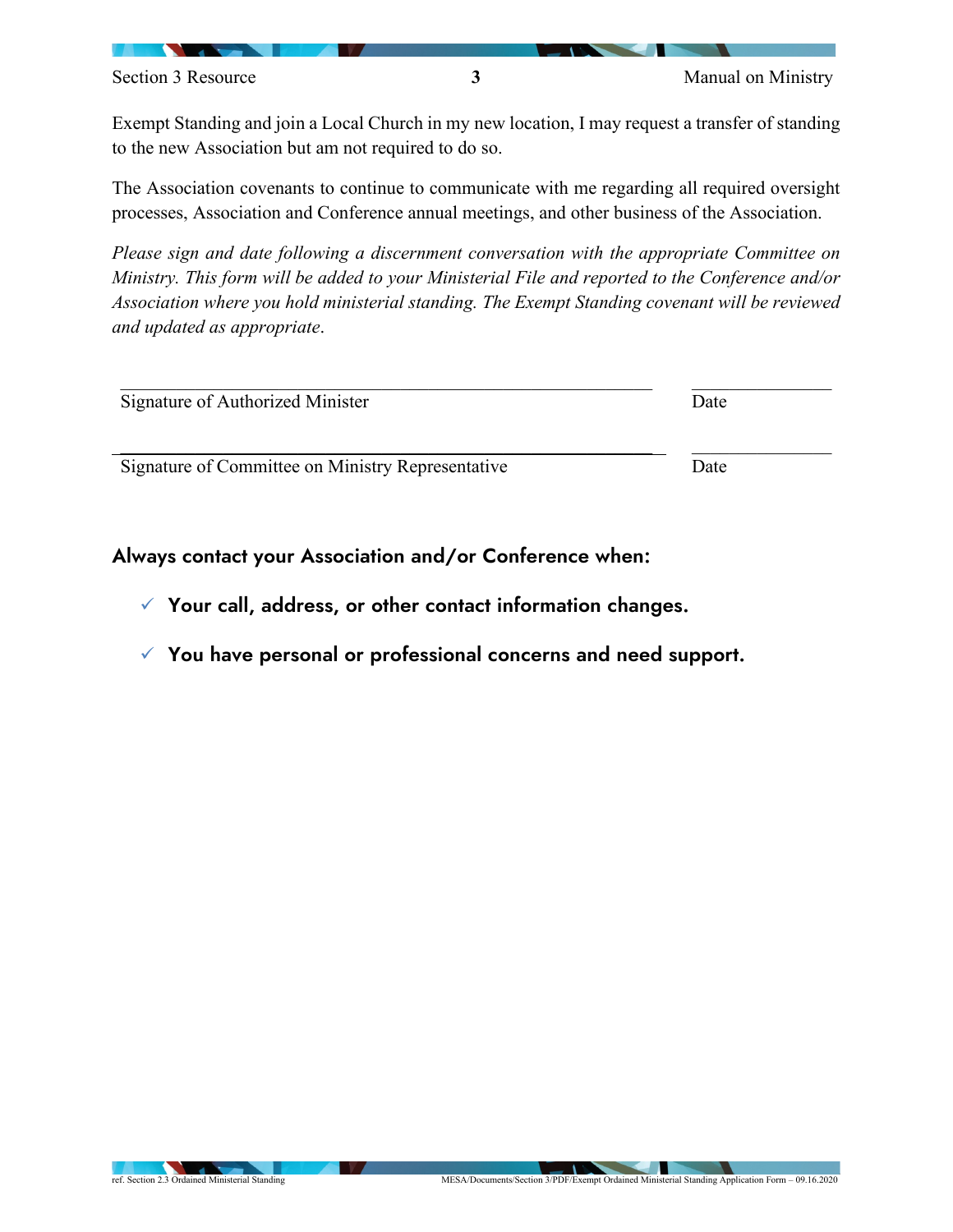Exempt Standing and join a Local Church in my new location, I may request a transfer of standing to the new Association but am not required to do so.

The Association covenants to continue to communicate with me regarding all required oversight processes, Association and Conference annual meetings, and other business of the Association.

*Please sign and date following a discernment conversation with the appropriate Committee on Ministry. This form will be added to your Ministerial File and reported to the Conference and/or Association where you hold ministerial standing. The Exempt Standing covenant will be reviewed and updated as appropriate.*

\_\_\_\_\_\_\_\_\_\_\_\_\_\_\_\_\_\_\_\_\_\_\_\_\_\_\_\_\_\_\_\_\_\_\_\_\_\_\_\_\_\_\_\_\_\_\_\_ \_\_\_\_\_\_\_\_\_\_\_\_\_\_\_
Signature of Authorized Minister Date

\_\_\_\_\_\_\_\_\_\_\_\_\_\_\_\_\_\_\_\_\_\_\_\_\_\_\_\_\_\_\_\_\_\_\_\_\_\_\_\_\_\_\_\_\_\_\_\_ \_\_\_\_\_\_\_\_\_\_\_\_\_\_\_
Signature of Committee on Ministry Representative Date

## Always contact your Association and/or Conference when:

- ✓ **Your call, address, or other contact information changes.**
- ✓ **You have personal or professional concerns and need support.**